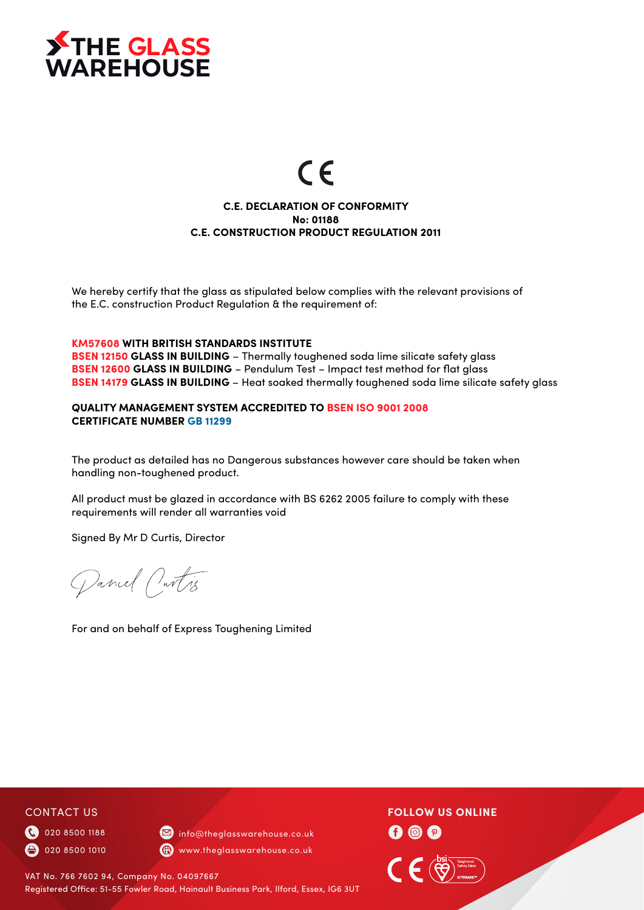# THE GLASS WAREHOUSE

CE

**C.E. DECLARATION OF CONFORMITY**
**No: 01188**
**C.E. CONSTRUCTION PRODUCT REGULATION 2011**

We hereby certify that the glass as stipulated below complies with the relevant provisions of the E.C. construction Product Regulation & the requirement of:

**KM57608 WITH BRITISH STANDARDS INSTITUTE**
**BSEN 12150 GLASS IN BUILDING** – Thermally toughened soda lime silicate safety glass
**BSEN 12600 GLASS IN BUILDING** – Pendulum Test – Impact test method for flat glass
**BSEN 14179 GLASS IN BUILDING** – Heat soaked thermally toughened soda lime silicate safety glass

**QUALITY MANAGEMENT SYSTEM ACCREDITED TO BSEN ISO 9001 2008**
**CERTIFICATE NUMBER GB 11299**

The product as detailed has no Dangerous substances however care should be taken when handling non-toughened product.

All product must be glazed in accordance with BS 6262 2005 failure to comply with these requirements will render all warranties void

Signed By Mr D Curtis, Director

Daniel Curtis

For and on behalf of Express Toughening Limited

CONTACT US

020 8500 1188
020 8500 1010
info@theglasswarehouse.co.uk
www.theglasswarehouse.co.uk

FOLLOW US ONLINE

VAT No. 766 7602 94, Company No. 04097667
Registered Office: 51-55 Fowler Road, Hainault Business Park, Ilford, Essex, IG6 3UT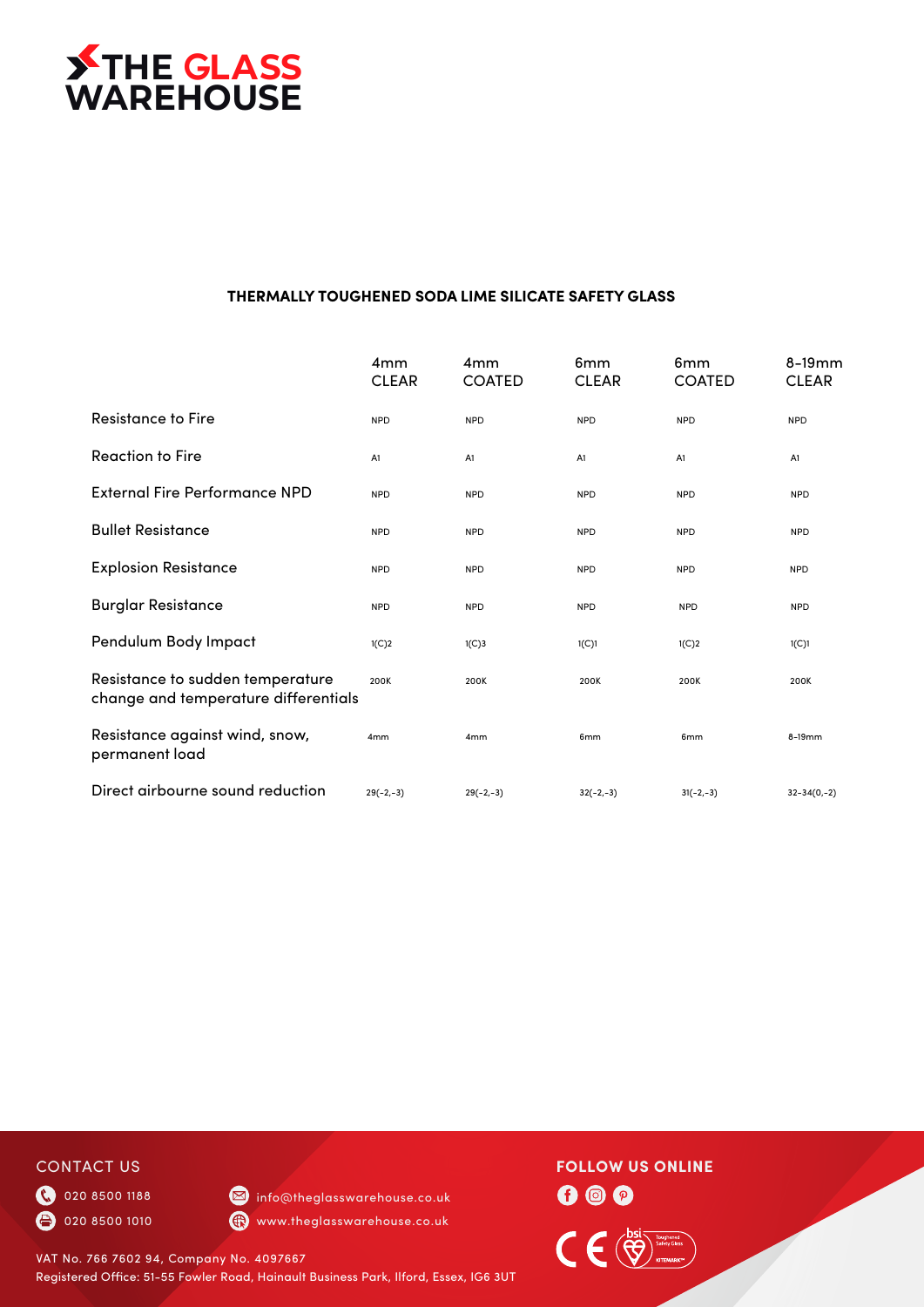# THE GLASS WAREHOUSE

## THERMALLY TOUGHENED SODA LIME SILICATE SAFETY GLASS

| | 4mm CLEAR | 4mm COATED | 6mm CLEAR | 6mm COATED | 8-19mm CLEAR |
|---|---|---|---|---|---|
| Resistance to Fire | NPD | NPD | NPD | NPD | NPD |
| Reaction to Fire | A1 | A1 | A1 | A1 | A1 |
| External Fire Performance NPD | NPD | NPD | NPD | NPD | NPD |
| Bullet Resistance | NPD | NPD | NPD | NPD | NPD |
| Explosion Resistance | NPD | NPD | NPD | NPD | NPD |
| Burglar Resistance | NPD | NPD | NPD | NPD | NPD |
| Pendulum Body Impact | 1(C)2 | 1(C)3 | 1(C)1 | 1(C)2 | 1(C)1 |
| Resistance to sudden temperature change and temperature differentials | 200K | 200K | 200K | 200K | 200K |
| Resistance against wind, snow, permanent load | 4mm | 4mm | 6mm | 6mm | 8-19mm |
| Direct airbourne sound reduction | 29(-2,-3) | 29(-2,-3) | 32(-2,-3) | 31(-2,-3) | 32-34(0,-2) |

CONTACT US

020 8500 1188

020 8500 1010

info@theglasswarehouse.co.uk

www.theglasswarehouse.co.uk

VAT No. 766 7602 94, Company No. 4097667

Registered Office: 51-55 Fowler Road, Hainault Business Park, Ilford, Essex, IG6 3UT

FOLLOW US ONLINE